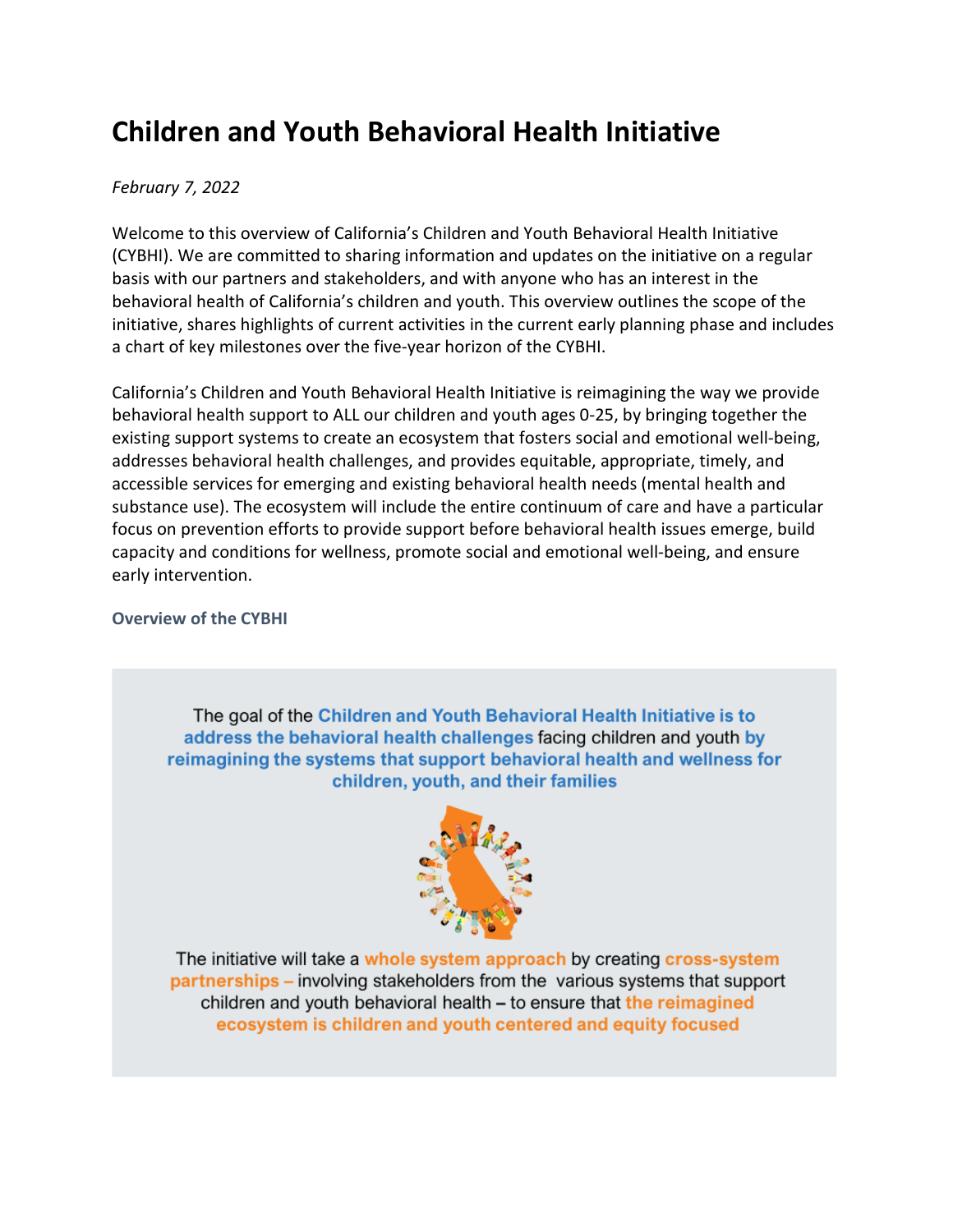# Children and Youth Behavioral Health Initiative

*February 7, 2022*

Welcome to this overview of California's Children and Youth Behavioral Health Initiative (CYBHI). We are committed to sharing information and updates on the initiative on a regular basis with our partners and stakeholders, and with anyone who has an interest in the behavioral health of California's children and youth. This overview outlines the scope of the initiative, shares highlights of current activities in the current early planning phase and includes a chart of key milestones over the five-year horizon of the CYBHI.

California's Children and Youth Behavioral Health Initiative is reimagining the way we provide behavioral health support to ALL our children and youth ages 0-25, by bringing together the existing support systems to create an ecosystem that fosters social and emotional well-being, addresses behavioral health challenges, and provides equitable, appropriate, timely, and accessible services for emerging and existing behavioral health needs (mental health and substance use). The ecosystem will include the entire continuum of care and have a particular focus on prevention efforts to provide support before behavioral health issues emerge, build capacity and conditions for wellness, promote social and emotional well-being, and ensure early intervention.

### Overview of the CYBHI

The goal of the **Children and Youth Behavioral Health Initiative is to address the behavioral health challenges** facing children and youth **by reimagining the systems that support behavioral health and wellness for children, youth, and their families**

The initiative will take a **whole system approach** by creating **cross-system partnerships** – involving stakeholders from the various systems that support children and youth behavioral health – to ensure that **the reimagined ecosystem is children and youth centered and equity focused**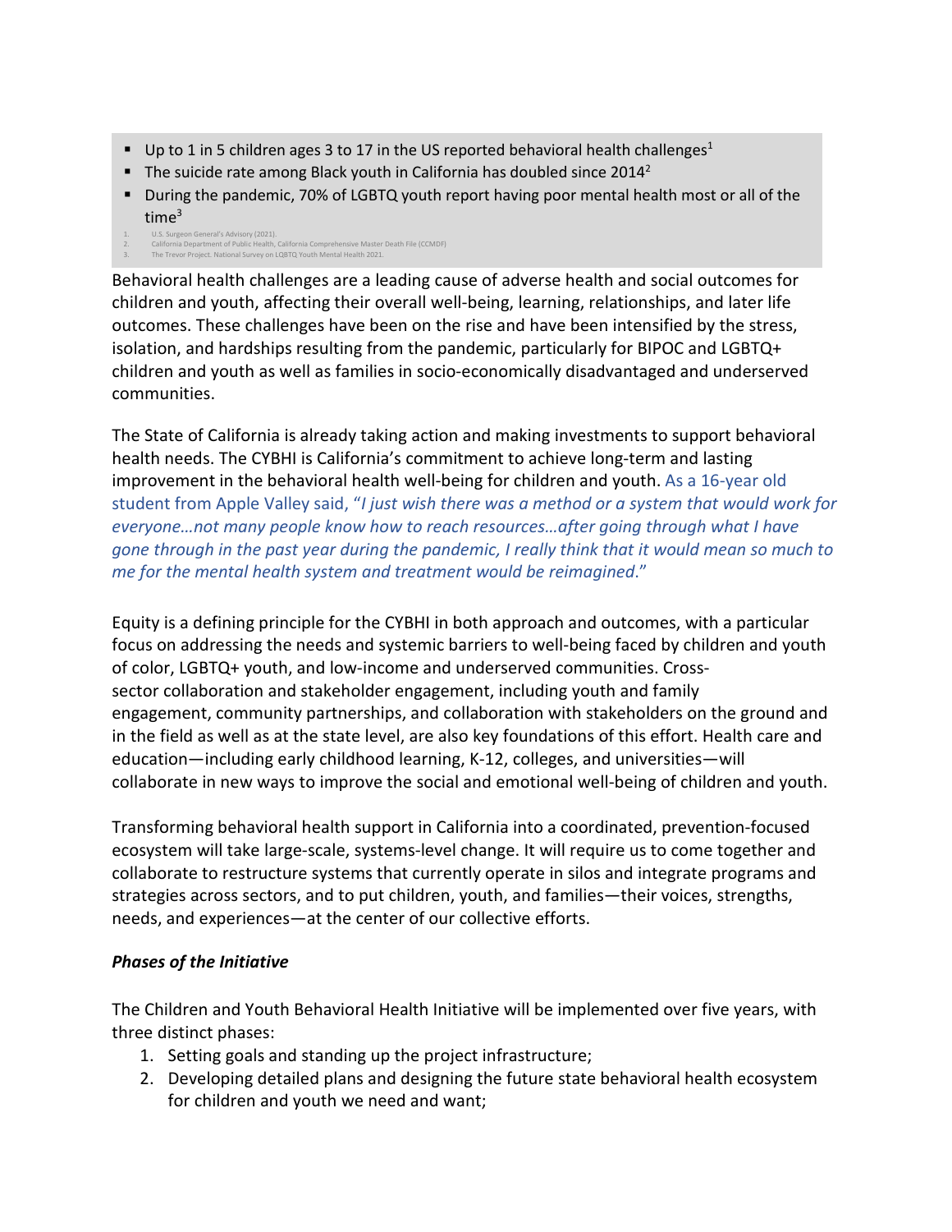- Up to 1 in 5 children ages 3 to 17 in the US reported behavioral health challenges[1]
- The suicide rate among Black youth in California has doubled since 2014[2]
- During the pandemic, 70% of LGBTQ youth report having poor mental health most or all of the time[3]

1. U.S. Surgeon General's Advisory (2021).
2. California Department of Public Health, California Comprehensive Master Death File (CCMDF)
3. The Trevor Project. National Survey on LQBTQ Youth Mental Health 2021.

Behavioral health challenges are a leading cause of adverse health and social outcomes for children and youth, affecting their overall well-being, learning, relationships, and later life outcomes. These challenges have been on the rise and have been intensified by the stress, isolation, and hardships resulting from the pandemic, particularly for BIPOC and LGBTQ+ children and youth as well as families in socio-economically disadvantaged and underserved communities.

The State of California is already taking action and making investments to support behavioral health needs. The CYBHI is California's commitment to achieve long-term and lasting improvement in the behavioral health well-being for children and youth. As a 16-year old student from Apple Valley said, "*I just wish there was a method or a system that would work for everyone…not many people know how to reach resources…after going through what I have gone through in the past year during the pandemic, I really think that it would mean so much to me for the mental health system and treatment would be reimagined*."

Equity is a defining principle for the CYBHI in both approach and outcomes, with a particular focus on addressing the needs and systemic barriers to well-being faced by children and youth of color, LGBTQ+ youth, and low-income and underserved communities. Cross-sector collaboration and stakeholder engagement, including youth and family engagement, community partnerships, and collaboration with stakeholders on the ground and in the field as well as at the state level, are also key foundations of this effort. Health care and education—including early childhood learning, K-12, colleges, and universities—will collaborate in new ways to improve the social and emotional well-being of children and youth.

Transforming behavioral health support in California into a coordinated, prevention-focused ecosystem will take large-scale, systems-level change. It will require us to come together and collaborate to restructure systems that currently operate in silos and integrate programs and strategies across sectors, and to put children, youth, and families—their voices, strengths, needs, and experiences—at the center of our collective efforts.

***Phases of the Initiative***

The Children and Youth Behavioral Health Initiative will be implemented over five years, with three distinct phases:

1. Setting goals and standing up the project infrastructure;
2. Developing detailed plans and designing the future state behavioral health ecosystem for children and youth we need and want;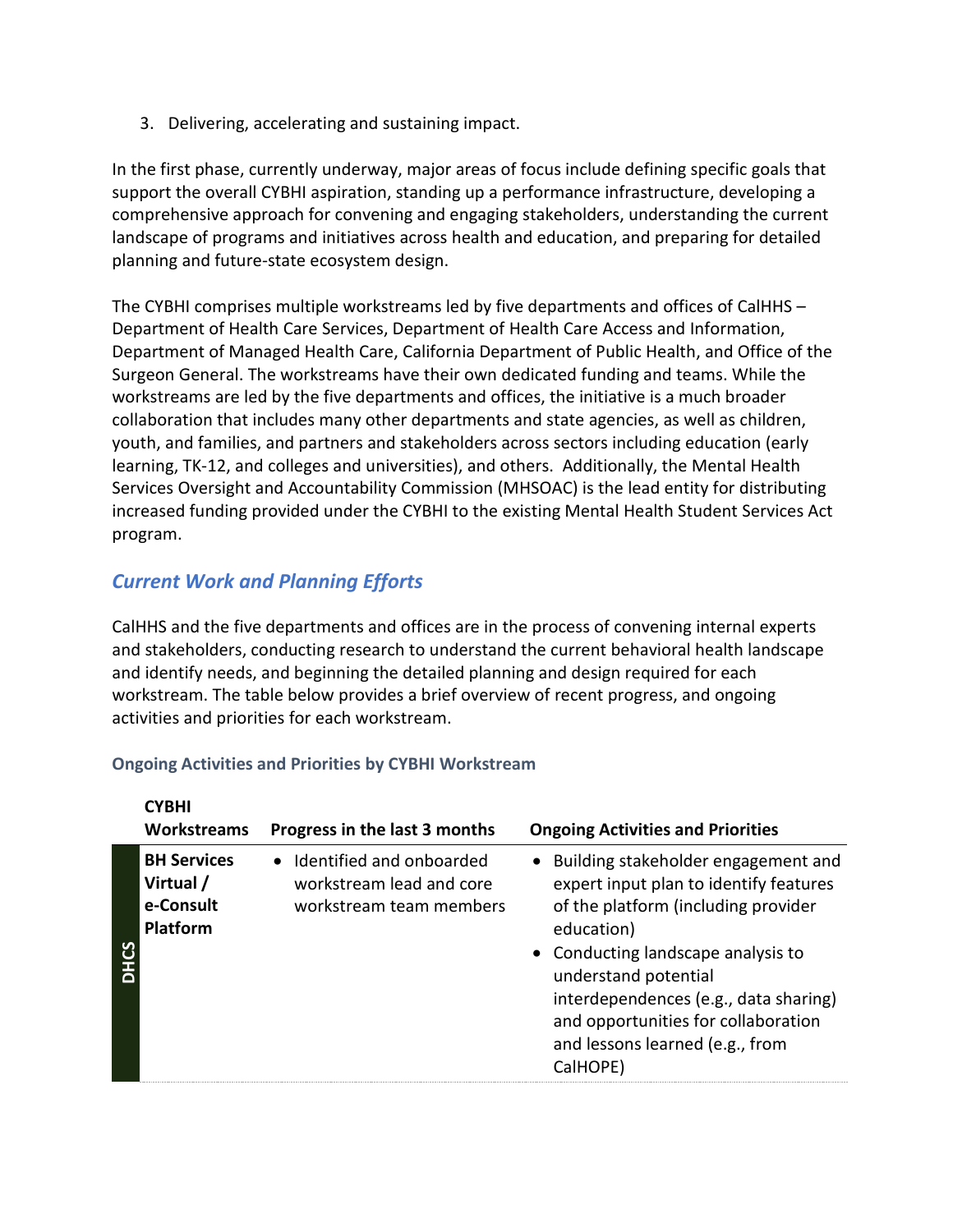3. Delivering, accelerating and sustaining impact.

In the first phase, currently underway, major areas of focus include defining specific goals that support the overall CYBHI aspiration, standing up a performance infrastructure, developing a comprehensive approach for convening and engaging stakeholders, understanding the current landscape of programs and initiatives across health and education, and preparing for detailed planning and future-state ecosystem design.

The CYBHI comprises multiple workstreams led by five departments and offices of CalHHS – Department of Health Care Services, Department of Health Care Access and Information, Department of Managed Health Care, California Department of Public Health, and Office of the Surgeon General. The workstreams have their own dedicated funding and teams. While the workstreams are led by the five departments and offices, the initiative is a much broader collaboration that includes many other departments and state agencies, as well as children, youth, and families, and partners and stakeholders across sectors including education (early learning, TK-12, and colleges and universities), and others. Additionally, the Mental Health Services Oversight and Accountability Commission (MHSOAC) is the lead entity for distributing increased funding provided under the CYBHI to the existing Mental Health Student Services Act program.

## *Current Work and Planning Efforts*

CalHHS and the five departments and offices are in the process of convening internal experts and stakeholders, conducting research to understand the current behavioral health landscape and identify needs, and beginning the detailed planning and design required for each workstream. The table below provides a brief overview of recent progress, and ongoing activities and priorities for each workstream.

### Ongoing Activities and Priorities by CYBHI Workstream

| | CYBHI Workstreams | Progress in the last 3 months | Ongoing Activities and Priorities |
|---|---|---|---|
| DHCS | **BH Services Virtual / e-Consult Platform** | • Identified and onboarded workstream lead and core workstream team members | • Building stakeholder engagement and expert input plan to identify features of the platform (including provider education)<br>• Conducting landscape analysis to understand potential interdependences (e.g., data sharing) and opportunities for collaboration and lessons learned (e.g., from CalHOPE) |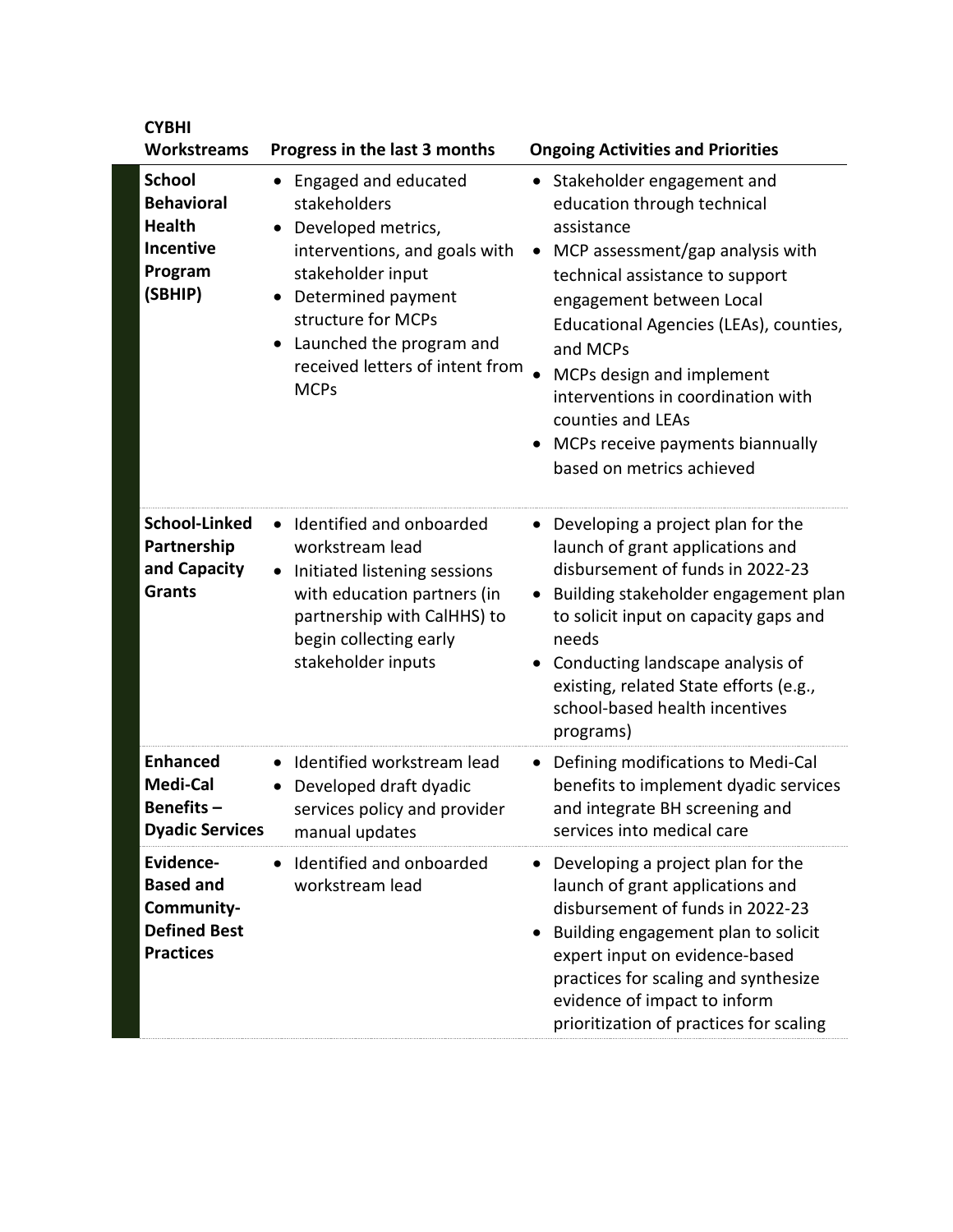| CYBHI Workstreams | Progress in the last 3 months | Ongoing Activities and Priorities |
|---|---|---|
| **School Behavioral Health Incentive Program (SBHIP)** | • Engaged and educated stakeholders<br>• Developed metrics, interventions, and goals with stakeholder input<br>• Determined payment structure for MCPs<br>• Launched the program and received letters of intent from MCPs | • Stakeholder engagement and education through technical assistance<br>• MCP assessment/gap analysis with technical assistance to support engagement between Local Educational Agencies (LEAs), counties, and MCPs<br>• MCPs design and implement interventions in coordination with counties and LEAs<br>• MCPs receive payments biannually based on metrics achieved |
| **School-Linked Partnership and Capacity Grants** | • Identified and onboarded workstream lead<br>• Initiated listening sessions with education partners (in partnership with CalHHS) to begin collecting early stakeholder inputs | • Developing a project plan for the launch of grant applications and disbursement of funds in 2022-23<br>• Building stakeholder engagement plan to solicit input on capacity gaps and needs<br>• Conducting landscape analysis of existing, related State efforts (e.g., school-based health incentives programs) |
| **Enhanced Medi-Cal Benefits – Dyadic Services** | • Identified workstream lead<br>• Developed draft dyadic services policy and provider manual updates | • Defining modifications to Medi-Cal benefits to implement dyadic services and integrate BH screening and services into medical care |
| **Evidence-Based and Community-Defined Best Practices** | • Identified and onboarded workstream lead | • Developing a project plan for the launch of grant applications and disbursement of funds in 2022-23<br>• Building engagement plan to solicit expert input on evidence-based practices for scaling and synthesize evidence of impact to inform prioritization of practices for scaling |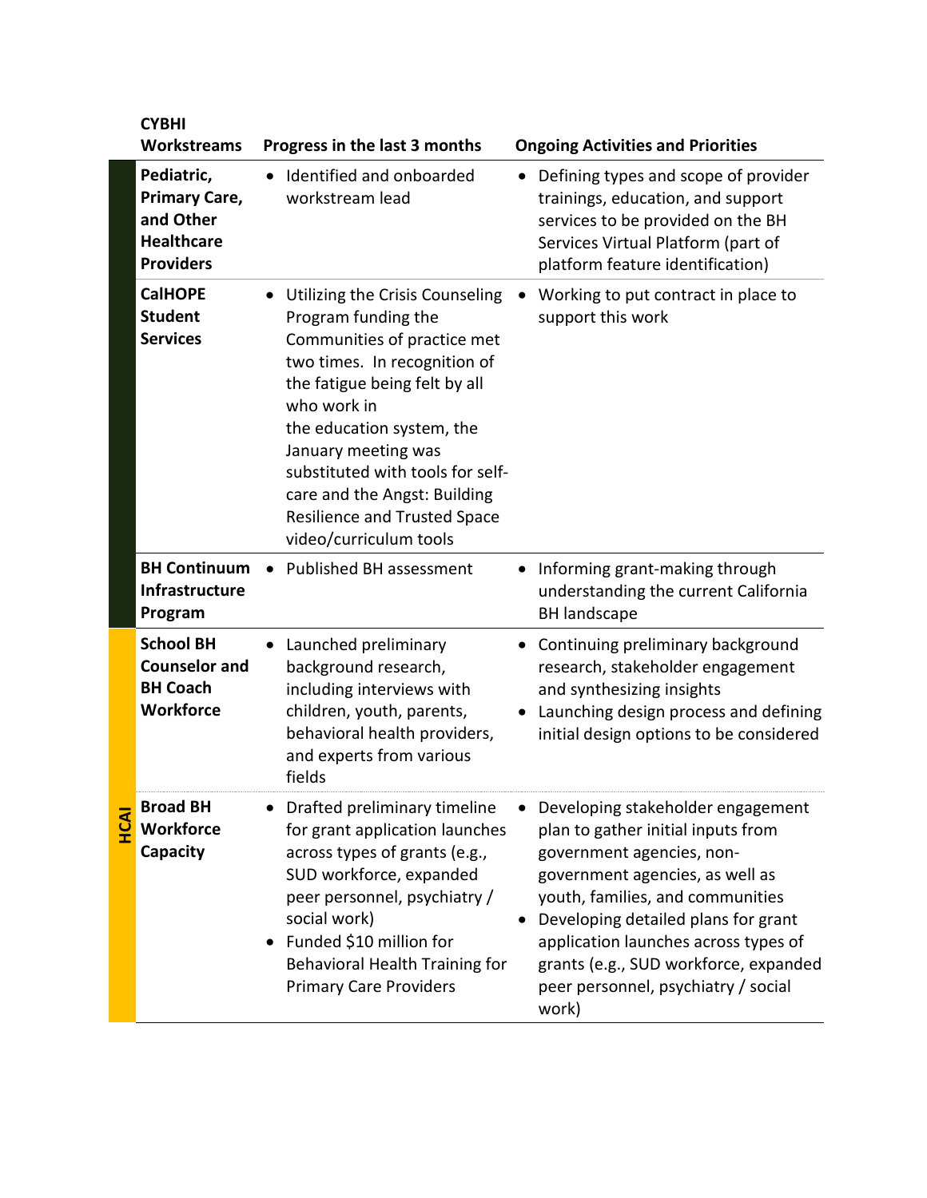| | CYBHI Workstreams | Progress in the last 3 months | Ongoing Activities and Priorities |
|---|---|---|---|
| | **Pediatric, Primary Care, and Other Healthcare Providers** | • Identified and onboarded workstream lead | • Defining types and scope of provider trainings, education, and support services to be provided on the BH Services Virtual Platform (part of platform feature identification) |
| | **CalHOPE Student Services** | • Utilizing the Crisis Counseling Program funding the Communities of practice met two times. In recognition of the fatigue being felt by all who work in the education system, the January meeting was substituted with tools for self-care and the Angst: Building Resilience and Trusted Space video/curriculum tools | • Working to put contract in place to support this work |
| | **BH Continuum Infrastructure Program** | • Published BH assessment | • Informing grant-making through understanding the current California BH landscape |
| HCAI | **School BH Counselor and BH Coach Workforce** | • Launched preliminary background research, including interviews with children, youth, parents, behavioral health providers, and experts from various fields | • Continuing preliminary background research, stakeholder engagement and synthesizing insights<br>• Launching design process and defining initial design options to be considered |
| HCAI | **Broad BH Workforce Capacity** | • Drafted preliminary timeline for grant application launches across types of grants (e.g., SUD workforce, expanded peer personnel, psychiatry / social work)<br>• Funded $10 million for Behavioral Health Training for Primary Care Providers | • Developing stakeholder engagement plan to gather initial inputs from government agencies, non-government agencies, as well as youth, families, and communities<br>• Developing detailed plans for grant application launches across types of grants (e.g., SUD workforce, expanded peer personnel, psychiatry / social work) |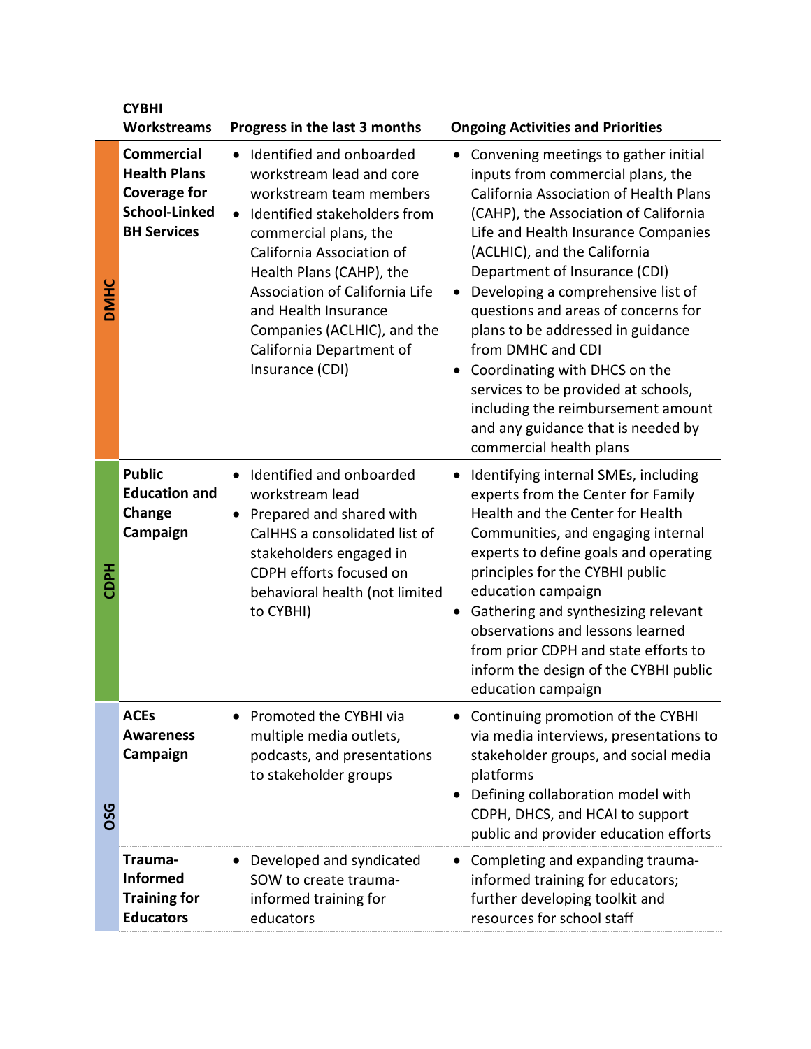| | CYBHI Workstreams | Progress in the last 3 months | Ongoing Activities and Priorities |
|---|---|---|---|
| DMHC | **Commercial Health Plans Coverage for School-Linked BH Services** | • Identified and onboarded workstream lead and core workstream team members<br>• Identified stakeholders from commercial plans, the California Association of Health Plans (CAHP), the Association of California Life and Health Insurance Companies (ACLHIC), and the California Department of Insurance (CDI) | • Convening meetings to gather initial inputs from commercial plans, the California Association of Health Plans (CAHP), the Association of California Life and Health Insurance Companies (ACLHIC), and the California Department of Insurance (CDI)<br>• Developing a comprehensive list of questions and areas of concerns for plans to be addressed in guidance from DMHC and CDI<br>• Coordinating with DHCS on the services to be provided at schools, including the reimbursement amount and any guidance that is needed by commercial health plans |
| CDPH | **Public Education and Change Campaign** | • Identified and onboarded workstream lead<br>• Prepared and shared with CalHHS a consolidated list of stakeholders engaged in CDPH efforts focused on behavioral health (not limited to CYBHI) | • Identifying internal SMEs, including experts from the Center for Family Health and the Center for Health Communities, and engaging internal experts to define goals and operating principles for the CYBHI public education campaign<br>• Gathering and synthesizing relevant observations and lessons learned from prior CDPH and state efforts to inform the design of the CYBHI public education campaign |
| OSG | **ACEs Awareness Campaign** | • Promoted the CYBHI via multiple media outlets, podcasts, and presentations to stakeholder groups | • Continuing promotion of the CYBHI via media interviews, presentations to stakeholder groups, and social media platforms<br>• Defining collaboration model with CDPH, DHCS, and HCAI to support public and provider education efforts |
| OSG | **Trauma-Informed Training for Educators** | • Developed and syndicated SOW to create trauma-informed training for educators | • Completing and expanding trauma-informed training for educators; further developing toolkit and resources for school staff |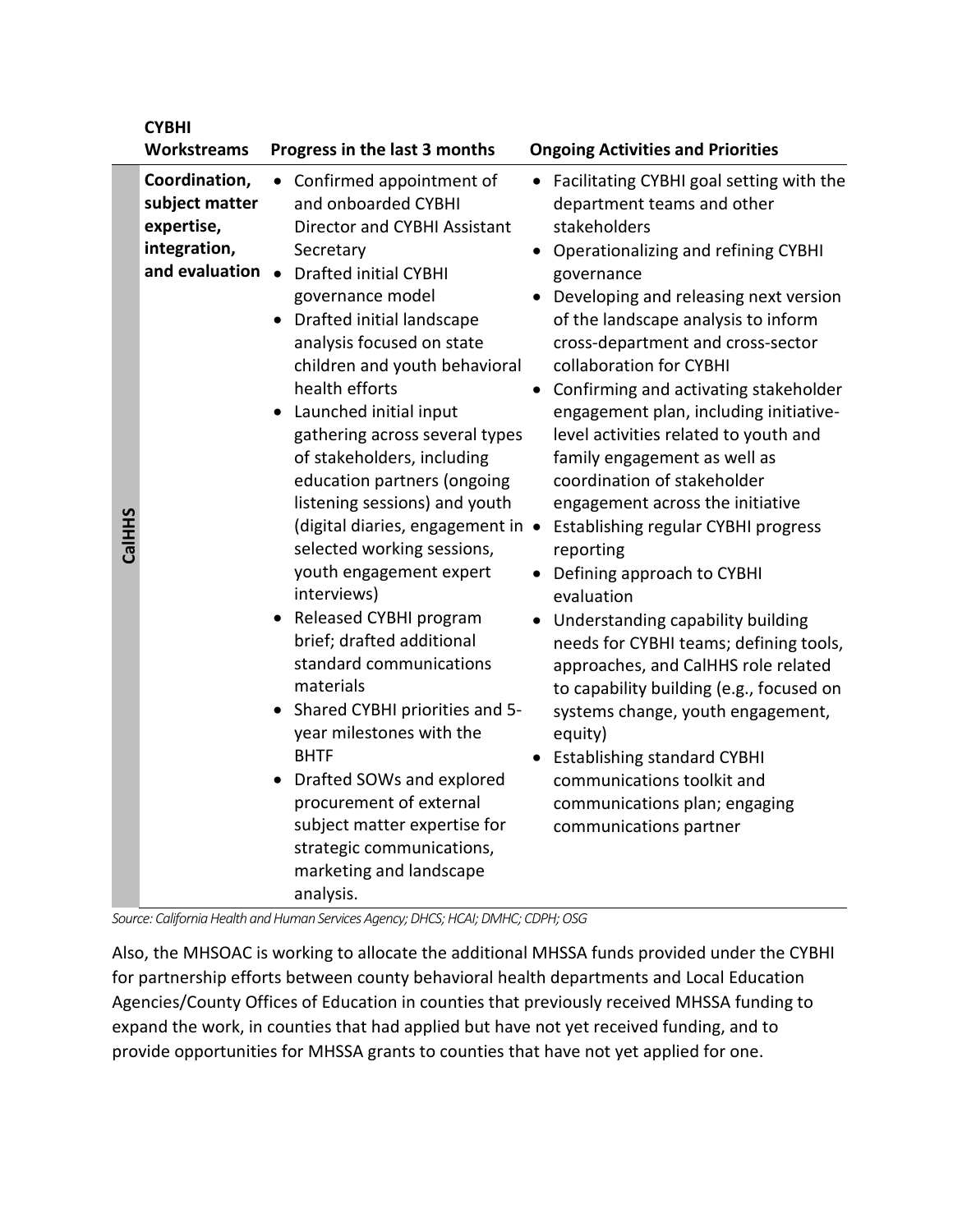| | CYBHI Workstreams | Progress in the last 3 months | Ongoing Activities and Priorities |
|---|---|---|---|
| CalHHS | **Coordination, subject matter expertise, integration, and evaluation** | • Confirmed appointment of and onboarded CYBHI Director and CYBHI Assistant Secretary<br>• Drafted initial CYBHI governance model<br>• Drafted initial landscape analysis focused on state children and youth behavioral health efforts<br>• Launched initial input gathering across several types of stakeholders, including education partners (ongoing listening sessions) and youth (digital diaries, engagement in selected working sessions, youth engagement expert interviews)<br>• Released CYBHI program brief; drafted additional standard communications materials<br>• Shared CYBHI priorities and 5-year milestones with the BHTF<br>• Drafted SOWs and explored procurement of external subject matter expertise for strategic communications, marketing and landscape analysis. | • Facilitating CYBHI goal setting with the department teams and other stakeholders<br>• Operationalizing and refining CYBHI governance<br>• Developing and releasing next version of the landscape analysis to inform cross-department and cross-sector collaboration for CYBHI<br>• Confirming and activating stakeholder engagement plan, including initiative-level activities related to youth and family engagement as well as coordination of stakeholder engagement across the initiative<br>• Establishing regular CYBHI progress reporting<br>• Defining approach to CYBHI evaluation<br>• Understanding capability building needs for CYBHI teams; defining tools, approaches, and CalHHS role related to capability building (e.g., focused on systems change, youth engagement, equity)<br>• Establishing standard CYBHI communications toolkit and communications plan; engaging communications partner |

*Source: California Health and Human Services Agency; DHCS; HCAI; DMHC; CDPH; OSG*

Also, the MHSOAC is working to allocate the additional MHSSA funds provided under the CYBHI for partnership efforts between county behavioral health departments and Local Education Agencies/County Offices of Education in counties that previously received MHSSA funding to expand the work, in counties that had applied but have not yet received funding, and to provide opportunities for MHSSA grants to counties that have not yet applied for one.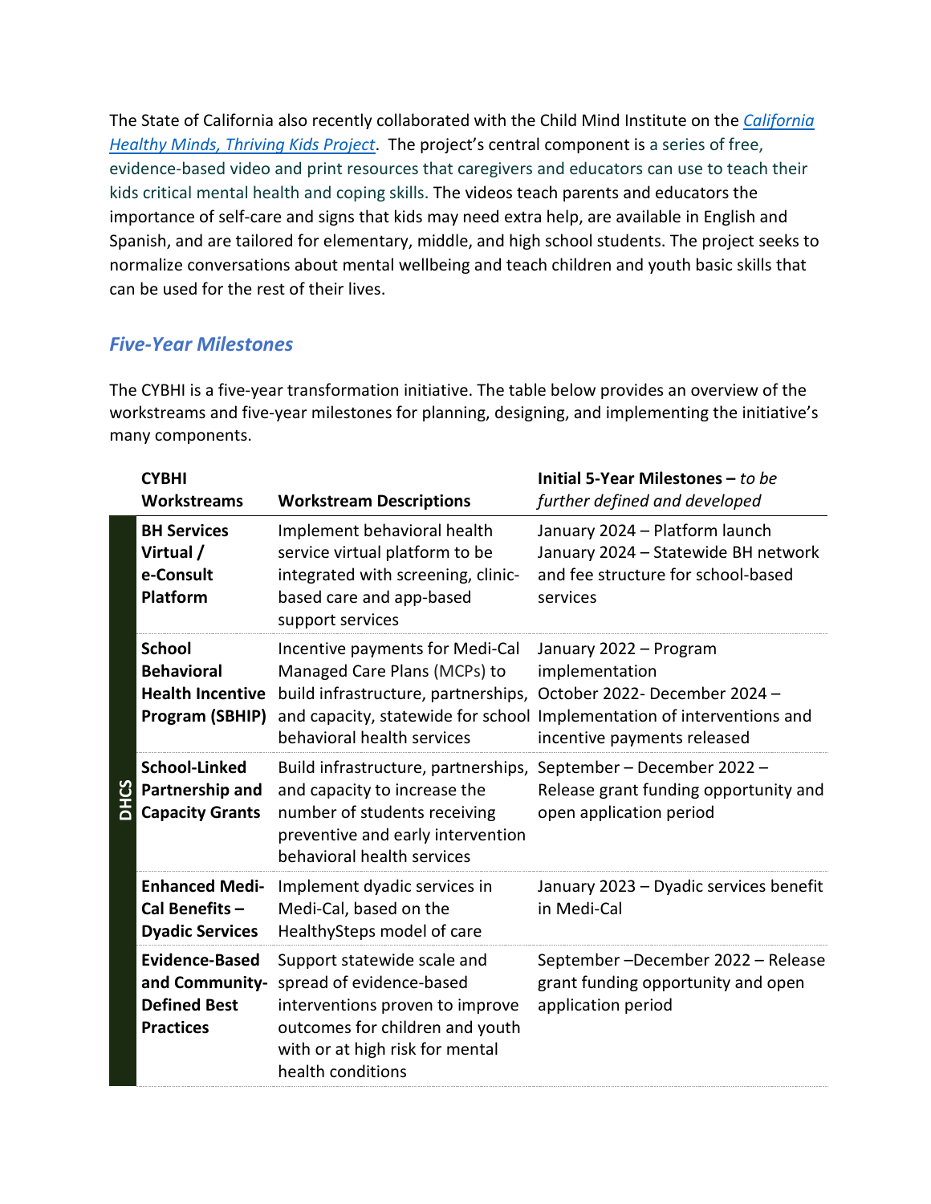The State of California also recently collaborated with the Child Mind Institute on the *California Healthy Minds, Thriving Kids Project*. The project's central component is a series of free, evidence-based video and print resources that caregivers and educators can use to teach their kids critical mental health and coping skills. The videos teach parents and educators the importance of self-care and signs that kids may need extra help, are available in English and Spanish, and are tailored for elementary, middle, and high school students. The project seeks to normalize conversations about mental wellbeing and teach children and youth basic skills that can be used for the rest of their lives.

## *Five-Year Milestones*

The CYBHI is a five-year transformation initiative. The table below provides an overview of the workstreams and five-year milestones for planning, designing, and implementing the initiative's many components.

| | CYBHI Workstreams | Workstream Descriptions | Initial 5-Year Milestones – *to be further defined and developed* |
|---|---|---|---|
| DHCS | **BH Services Virtual / e-Consult Platform** | Implement behavioral health service virtual platform to be integrated with screening, clinic-based care and app-based support services | January 2024 – Platform launch<br>January 2024 – Statewide BH network and fee structure for school-based services |
| DHCS | **School Behavioral Health Incentive Program (SBHIP)** | Incentive payments for Medi-Cal Managed Care Plans (MCPs) to build infrastructure, partnerships, and capacity, statewide for school behavioral health services | January 2022 – Program implementation<br>October 2022- December 2024 – Implementation of interventions and incentive payments released |
| DHCS | **School-Linked Partnership and Capacity Grants** | Build infrastructure, partnerships, and capacity to increase the number of students receiving preventive and early intervention behavioral health services | September – December 2022 – Release grant funding opportunity and open application period |
| DHCS | **Enhanced Medi-Cal Benefits – Dyadic Services** | Implement dyadic services in Medi-Cal, based on the HealthySteps model of care | January 2023 – Dyadic services benefit in Medi-Cal |
| DHCS | **Evidence-Based and Community-Defined Best Practices** | Support statewide scale and spread of evidence-based interventions proven to improve outcomes for children and youth with or at high risk for mental health conditions | September –December 2022 – Release grant funding opportunity and open application period |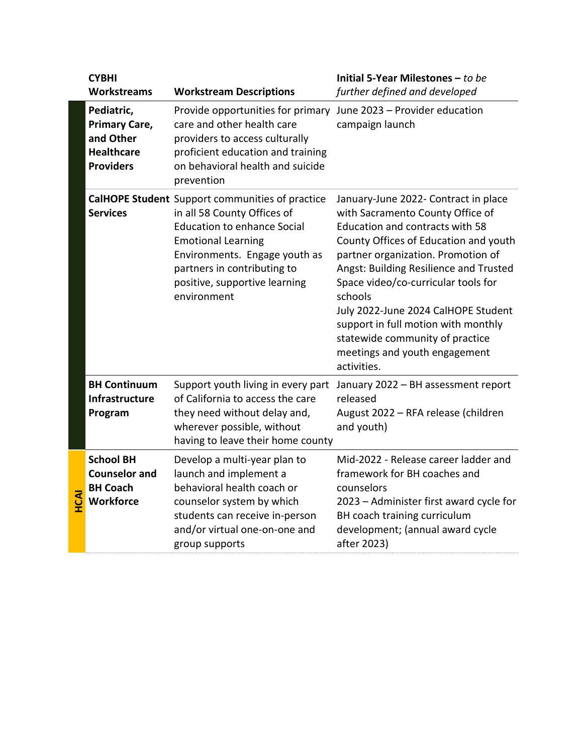| | CYBHI Workstreams | Workstream Descriptions | Initial 5-Year Milestones – *to be further defined and developed* |
|---|---|---|---|
| | **Pediatric, Primary Care, and Other Healthcare Providers** | Provide opportunities for primary care and other health care providers to access culturally proficient education and training on behavioral health and suicide prevention | June 2023 – Provider education campaign launch |
| | **CalHOPE Student Services** | Support communities of practice in all 58 County Offices of Education to enhance Social Emotional Learning Environments. Engage youth as partners in contributing to positive, supportive learning environment | January-June 2022- Contract in place with Sacramento County Office of Education and contracts with 58 County Offices of Education and youth partner organization. Promotion of Angst: Building Resilience and Trusted Space video/co-curricular tools for schools<br>July 2022-June 2024 CalHOPE Student support in full motion with monthly statewide community of practice meetings and youth engagement activities. |
| | **BH Continuum Infrastructure Program** | Support youth living in every part of California to access the care they need without delay and, wherever possible, without having to leave their home county | January 2022 – BH assessment report released<br>August 2022 – RFA release (children and youth) |
| HCAI | **School BH Counselor and BH Coach Workforce** | Develop a multi-year plan to launch and implement a behavioral health coach or counselor system by which students can receive in-person and/or virtual one-on-one and group supports | Mid-2022 - Release career ladder and framework for BH coaches and counselors<br>2023 – Administer first award cycle for BH coach training curriculum development; (annual award cycle after 2023) |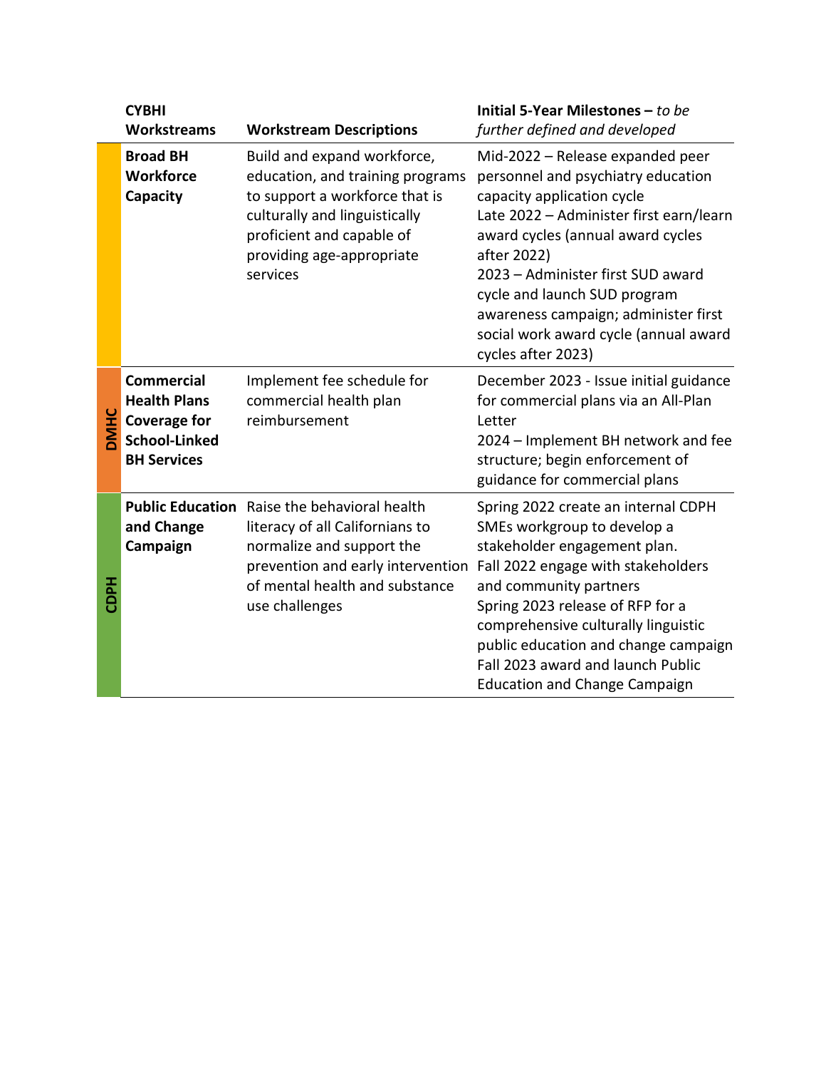| | CYBHI Workstreams | Workstream Descriptions | Initial 5-Year Milestones – *to be further defined and developed* |
|---|---|---|---|
| | **Broad BH Workforce Capacity** | Build and expand workforce, education, and training programs to support a workforce that is culturally and linguistically proficient and capable of providing age-appropriate services | Mid-2022 – Release expanded peer personnel and psychiatry education capacity application cycle<br>Late 2022 – Administer first earn/learn award cycles (annual award cycles after 2022)<br>2023 – Administer first SUD award cycle and launch SUD program awareness campaign; administer first social work award cycle (annual award cycles after 2023) |
| DMHC | **Commercial Health Plans Coverage for School-Linked BH Services** | Implement fee schedule for commercial health plan reimbursement | December 2023 - Issue initial guidance for commercial plans via an All-Plan Letter<br>2024 – Implement BH network and fee structure; begin enforcement of guidance for commercial plans |
| CDPH | **Public Education and Change Campaign** | Raise the behavioral health literacy of all Californians to normalize and support the prevention and early intervention of mental health and substance use challenges | Spring 2022 create an internal CDPH SMEs workgroup to develop a stakeholder engagement plan.<br>Fall 2022 engage with stakeholders and community partners<br>Spring 2023 release of RFP for a comprehensive culturally linguistic public education and change campaign<br>Fall 2023 award and launch Public Education and Change Campaign |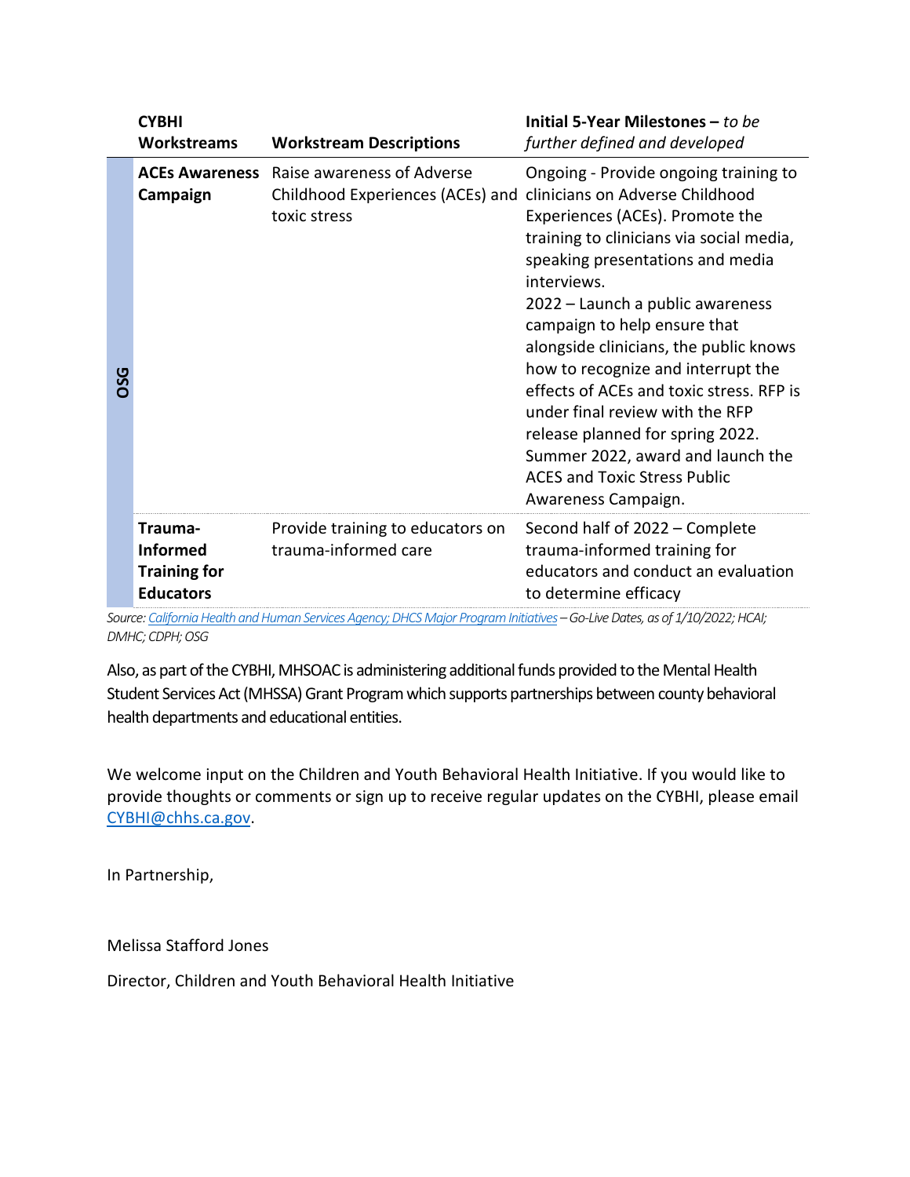| | CYBHI Workstreams | Workstream Descriptions | Initial 5-Year Milestones – *to be further defined and developed* |
|---|---|---|---|
| OSG | **ACEs Awareness Campaign** | Raise awareness of Adverse Childhood Experiences (ACEs) and toxic stress | Ongoing - Provide ongoing training to clinicians on Adverse Childhood Experiences (ACEs). Promote the training to clinicians via social media, speaking presentations and media interviews.<br>2022 – Launch a public awareness campaign to help ensure that alongside clinicians, the public knows how to recognize and interrupt the effects of ACEs and toxic stress. RFP is under final review with the RFP release planned for spring 2022. Summer 2022, award and launch the ACES and Toxic Stress Public Awareness Campaign. |
| | **Trauma-Informed Training for Educators** | Provide training to educators on trauma-informed care | Second half of 2022 – Complete trauma-informed training for educators and conduct an evaluation to determine efficacy |

*Source: California Health and Human Services Agency; DHCS Major Program Initiatives – Go-Live Dates, as of 1/10/2022; HCAI; DMHC; CDPH; OSG*

Also, as part of the CYBHI, MHSOAC is administering additional funds provided to the Mental Health Student Services Act (MHSSA) Grant Program which supports partnerships between county behavioral health departments and educational entities.

We welcome input on the Children and Youth Behavioral Health Initiative. If you would like to provide thoughts or comments or sign up to receive regular updates on the CYBHI, please email CYBHI@chhs.ca.gov.

In Partnership,

Melissa Stafford Jones

Director, Children and Youth Behavioral Health Initiative